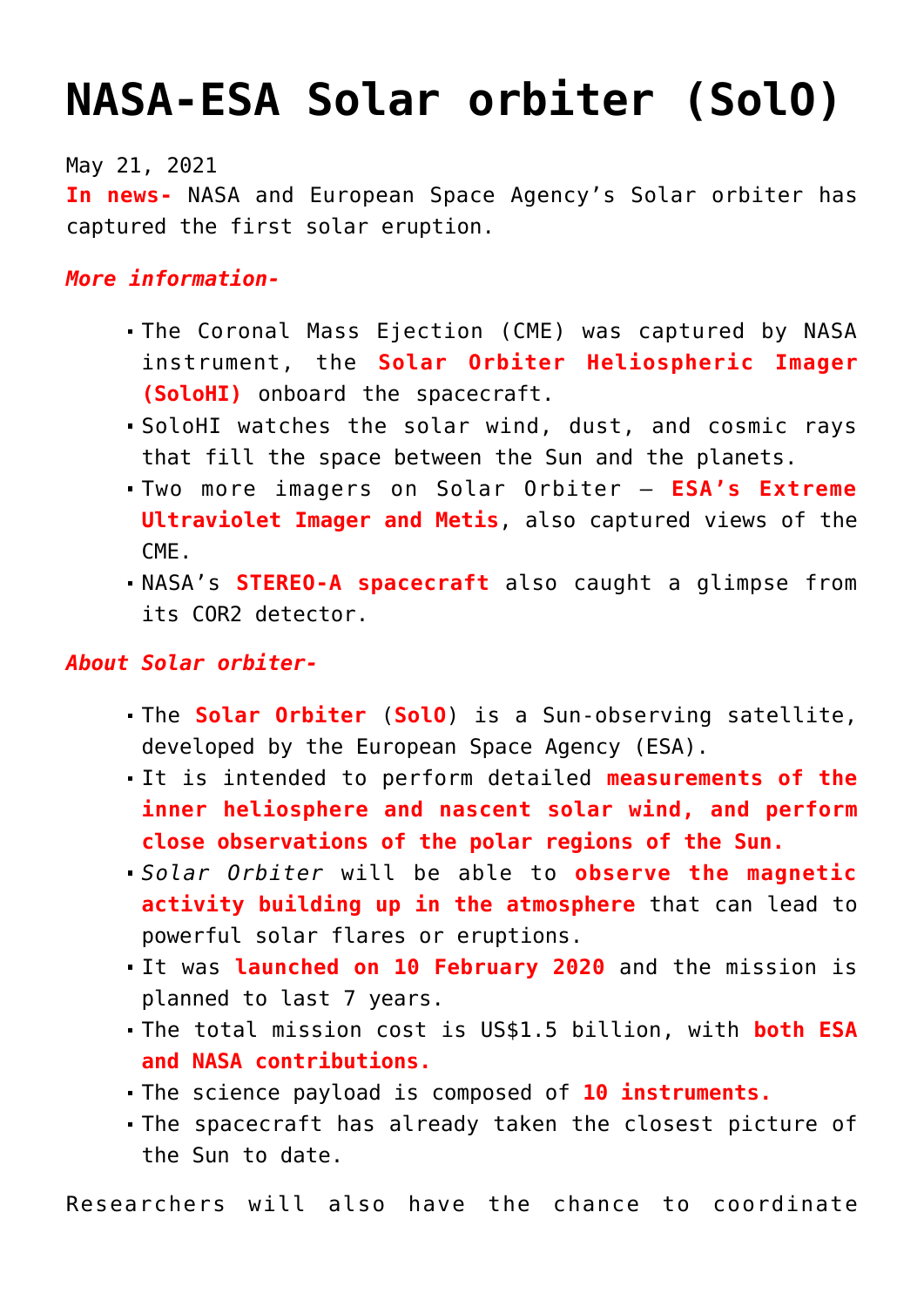# NASA-ESA Solar orbiter (SolO)

May 21, 2021

**In news-** NASA and European Space Agency's Solar orbiter has captured the first solar eruption.

***More information-***

- The Coronal Mass Ejection (CME) was captured by NASA instrument, the **Solar Orbiter Heliospheric Imager (SoloHI)** onboard the spacecraft.
- SoloHI watches the solar wind, dust, and cosmic rays that fill the space between the Sun and the planets.
- Two more imagers on Solar Orbiter – **ESA's Extreme Ultraviolet Imager and Metis**, also captured views of the CME.
- NASA's **STEREO-A spacecraft** also caught a glimpse from its COR2 detector.

***About Solar orbiter-***

- The **Solar Orbiter** (**SolO**) is a Sun-observing satellite, developed by the European Space Agency (ESA).
- It is intended to perform detailed **measurements of the inner heliosphere and nascent solar wind, and perform close observations of the polar regions of the Sun.**
- *Solar Orbiter* will be able to **observe the magnetic activity building up in the atmosphere** that can lead to powerful solar flares or eruptions.
- It was **launched on 10 February 2020** and the mission is planned to last 7 years.
- The total mission cost is US$1.5 billion, with **both ESA and NASA contributions.**
- The science payload is composed of **10 instruments.**
- The spacecraft has already taken the closest picture of the Sun to date.

Researchers will also have the chance to coordinate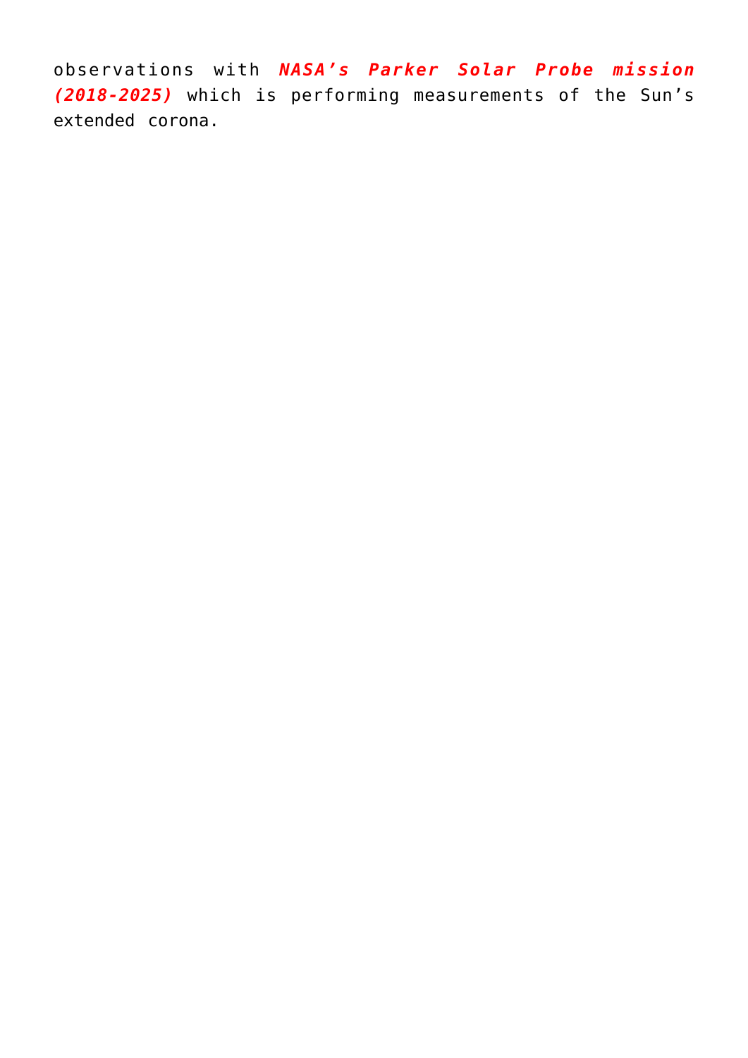observations with ***NASA's Parker Solar Probe mission (2018-2025)*** which is performing measurements of the Sun's extended corona.